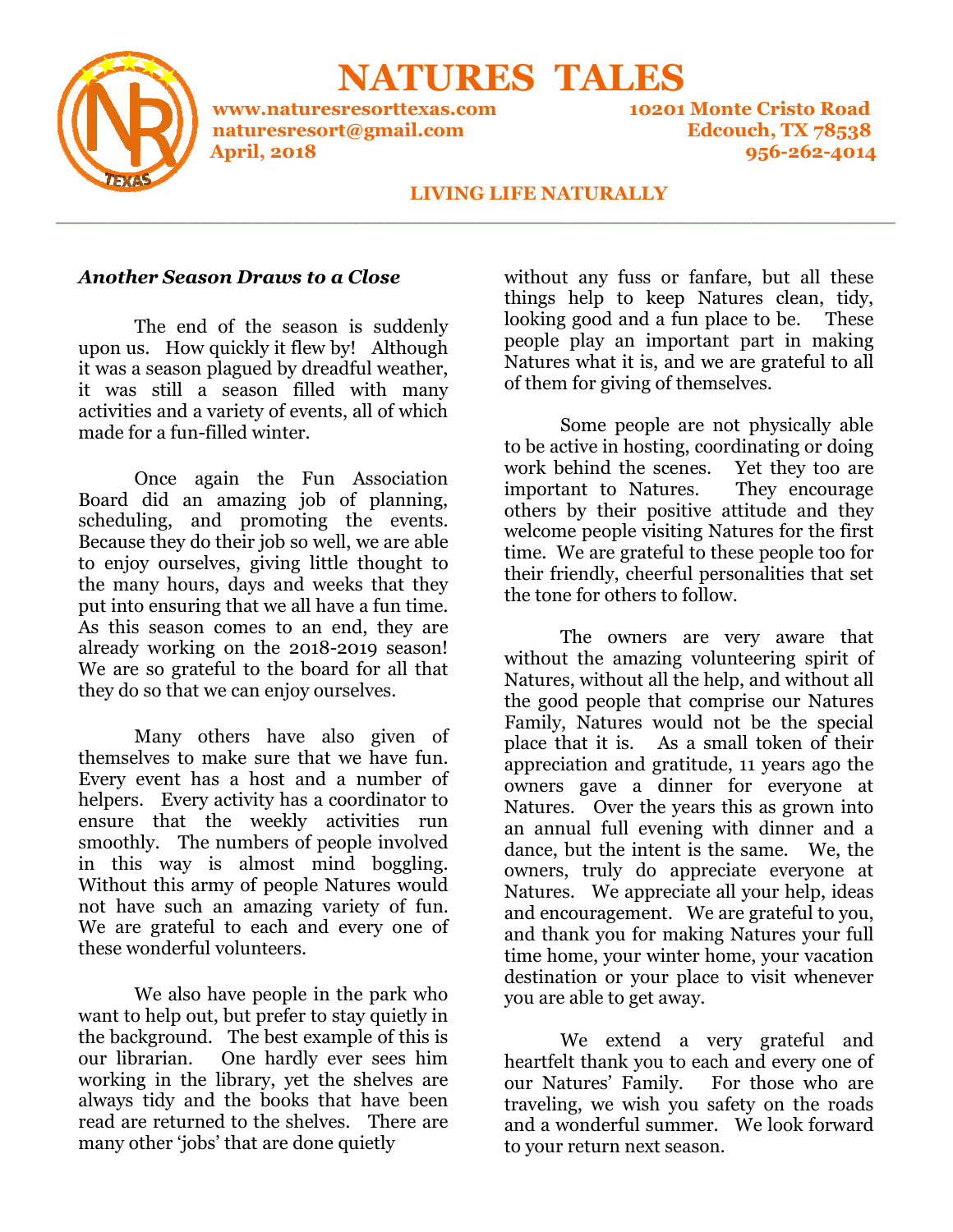# NATURES TALES

**www.naturesresorttexas.com**
**naturesresort@gmail.com**
**April, 2018**

**10201 Monte Cristo Road**
**Edcouch, TX 78538**
**956-262-4014**

**LIVING LIFE NATURALLY**

---

### *Another Season Draws to a Close*

The end of the season is suddenly upon us. How quickly it flew by! Although it was a season plagued by dreadful weather, it was still a season filled with many activities and a variety of events, all of which made for a fun-filled winter.

Once again the Fun Association Board did an amazing job of planning, scheduling, and promoting the events. Because they do their job so well, we are able to enjoy ourselves, giving little thought to the many hours, days and weeks that they put into ensuring that we all have a fun time. As this season comes to an end, they are already working on the 2018-2019 season! We are so grateful to the board for all that they do so that we can enjoy ourselves.

Many others have also given of themselves to make sure that we have fun. Every event has a host and a number of helpers. Every activity has a coordinator to ensure that the weekly activities run smoothly. The numbers of people involved in this way is almost mind boggling. Without this army of people Natures would not have such an amazing variety of fun. We are grateful to each and every one of these wonderful volunteers.

We also have people in the park who want to help out, but prefer to stay quietly in the background. The best example of this is our librarian. One hardly ever sees him working in the library, yet the shelves are always tidy and the books that have been read are returned to the shelves. There are many other 'jobs' that are done quietly without any fuss or fanfare, but all these things help to keep Natures clean, tidy, looking good and a fun place to be. These people play an important part in making Natures what it is, and we are grateful to all of them for giving of themselves.

Some people are not physically able to be active in hosting, coordinating or doing work behind the scenes. Yet they too are important to Natures. They encourage others by their positive attitude and they welcome people visiting Natures for the first time. We are grateful to these people too for their friendly, cheerful personalities that set the tone for others to follow.

The owners are very aware that without the amazing volunteering spirit of Natures, without all the help, and without all the good people that comprise our Natures Family, Natures would not be the special place that it is. As a small token of their appreciation and gratitude, 11 years ago the owners gave a dinner for everyone at Natures. Over the years this as grown into an annual full evening with dinner and a dance, but the intent is the same. We, the owners, truly do appreciate everyone at Natures. We appreciate all your help, ideas and encouragement. We are grateful to you, and thank you for making Natures your full time home, your winter home, your vacation destination or your place to visit whenever you are able to get away.

We extend a very grateful and heartfelt thank you to each and every one of our Natures' Family. For those who are traveling, we wish you safety on the roads and a wonderful summer. We look forward to your return next season.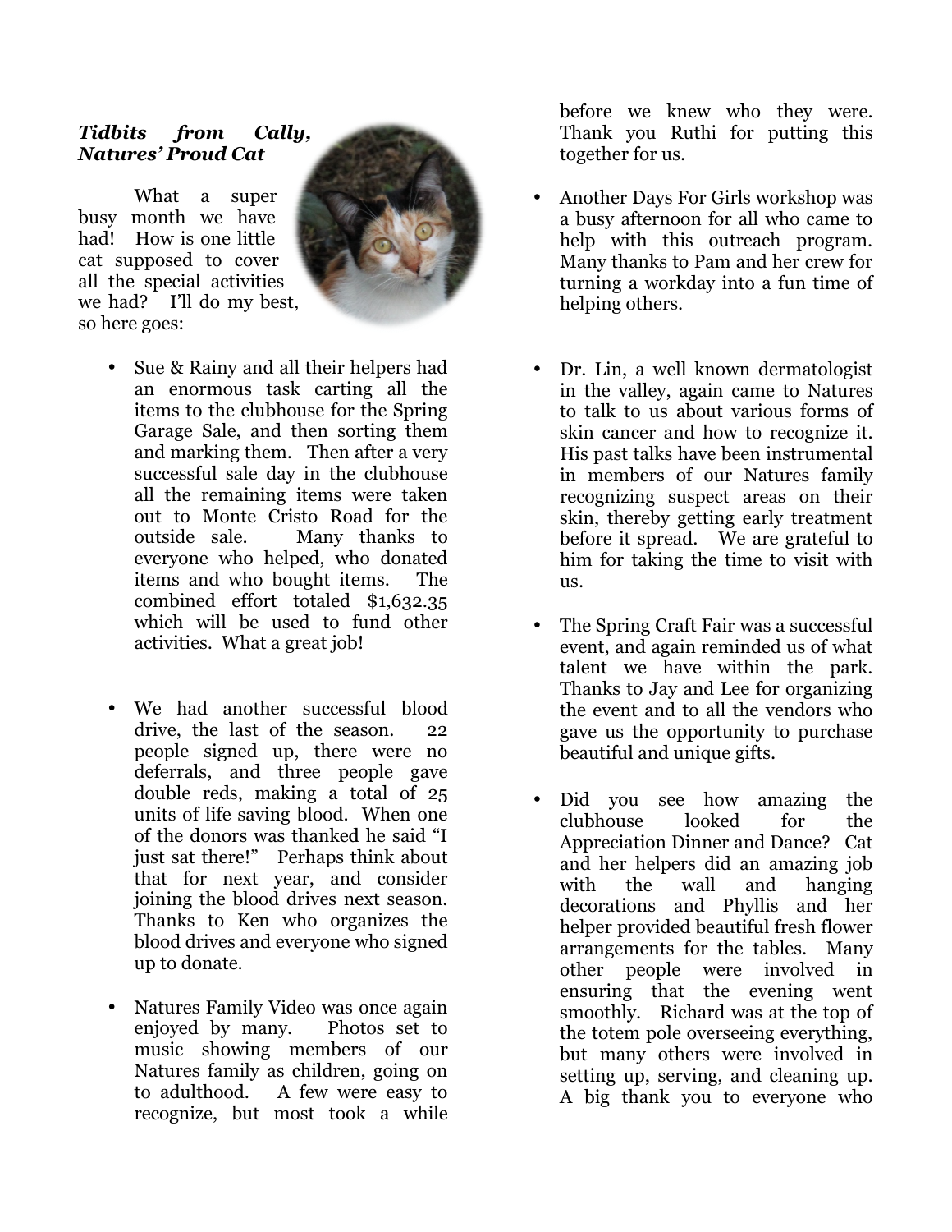***Tidbits from Cally, Natures' Proud Cat***

What a super busy month we have had! How is one little cat supposed to cover all the special activities we had? I'll do my best, so here goes:

- Sue & Rainy and all their helpers had an enormous task carting all the items to the clubhouse for the Spring Garage Sale, and then sorting them and marking them. Then after a very successful sale day in the clubhouse all the remaining items were taken out to Monte Cristo Road for the outside sale. Many thanks to everyone who helped, who donated items and who bought items. The combined effort totaled $1,632.35 which will be used to fund other activities. What a great job!

- We had another successful blood drive, the last of the season. 22 people signed up, there were no deferrals, and three people gave double reds, making a total of 25 units of life saving blood. When one of the donors was thanked he said "I just sat there!" Perhaps think about that for next year, and consider joining the blood drives next season. Thanks to Ken who organizes the blood drives and everyone who signed up to donate.

- Natures Family Video was once again enjoyed by many. Photos set to music showing members of our Natures family as children, going on to adulthood. A few were easy to recognize, but most took a while before we knew who they were. Thank you Ruthi for putting this together for us.

- Another Days For Girls workshop was a busy afternoon for all who came to help with this outreach program. Many thanks to Pam and her crew for turning a workday into a fun time of helping others.

- Dr. Lin, a well known dermatologist in the valley, again came to Natures to talk to us about various forms of skin cancer and how to recognize it. His past talks have been instrumental in members of our Natures family recognizing suspect areas on their skin, thereby getting early treatment before it spread. We are grateful to him for taking the time to visit with us.

- The Spring Craft Fair was a successful event, and again reminded us of what talent we have within the park. Thanks to Jay and Lee for organizing the event and to all the vendors who gave us the opportunity to purchase beautiful and unique gifts.

- Did you see how amazing the clubhouse looked for the Appreciation Dinner and Dance? Cat and her helpers did an amazing job with the wall and hanging decorations and Phyllis and her helper provided beautiful fresh flower arrangements for the tables. Many other people were involved in ensuring that the evening went smoothly. Richard was at the top of the totem pole overseeing everything, but many others were involved in setting up, serving, and cleaning up. A big thank you to everyone who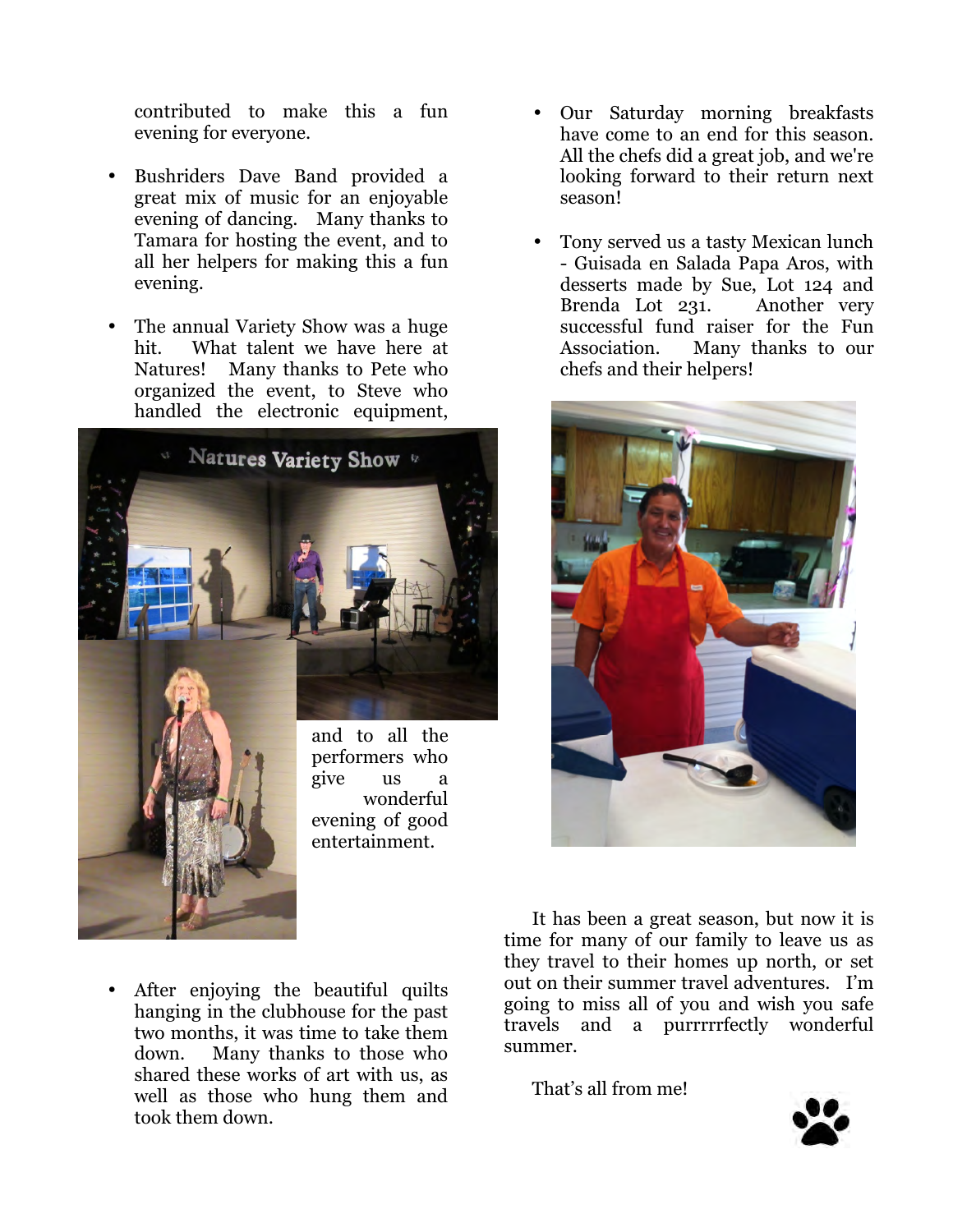contributed to make this a fun evening for everyone.

- Bushriders Dave Band provided a great mix of music for an enjoyable evening of dancing. Many thanks to Tamara for hosting the event, and to all her helpers for making this a fun evening.

- The annual Variety Show was a huge hit. What talent we have here at Natures! Many thanks to Pete who organized the event, to Steve who handled the electronic equipment, and to all the performers who give us a wonderful evening of good entertainment.

- After enjoying the beautiful quilts hanging in the clubhouse for the past two months, it was time to take them down. Many thanks to those who shared these works of art with us, as well as those who hung them and took them down.

- Our Saturday morning breakfasts have come to an end for this season. All the chefs did a great job, and we're looking forward to their return next season!

- Tony served us a tasty Mexican lunch - Guisada en Salada Papa Aros, with desserts made by Sue, Lot 124 and Brenda Lot 231. Another very successful fund raiser for the Fun Association. Many thanks to our chefs and their helpers!

It has been a great season, but now it is time for many of our family to leave us as they travel to their homes up north, or set out on their summer travel adventures. I'm going to miss all of you and wish you safe travels and a purrrrrfectly wonderful summer.

That's all from me!